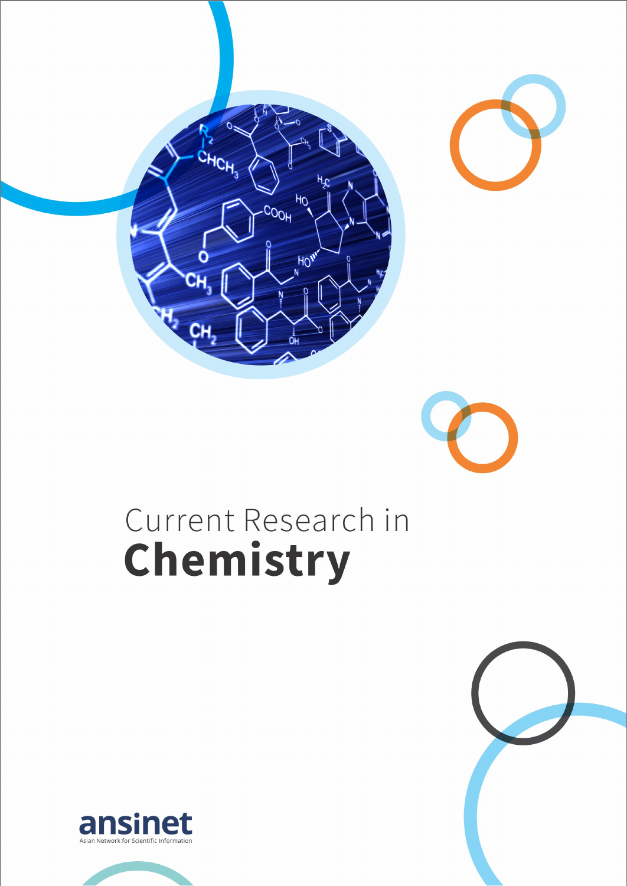# Current Research in
# **Chemistry**

ansinet

Asian Network for Scientific Information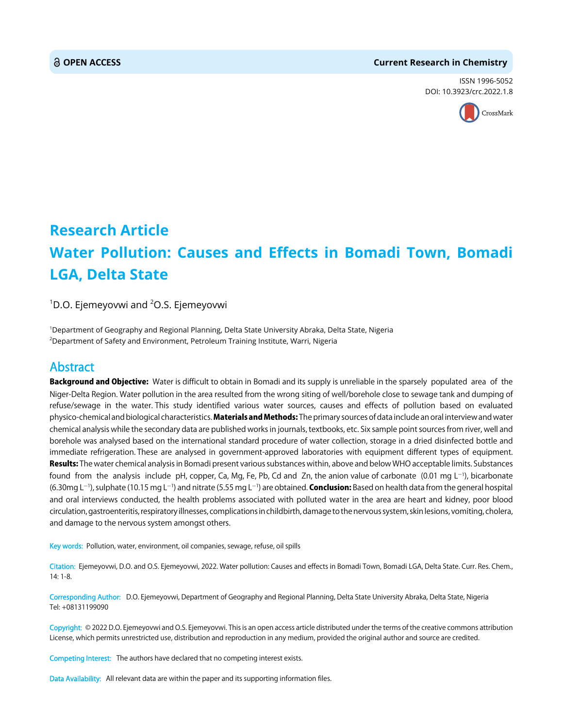# Research Article

# Water Pollution: Causes and Effects in Bomadi Town, Bomadi LGA, Delta State

[1]D.O. Ejemeyovwi and [2]O.S. Ejemeyovwi

[1]Department of Geography and Regional Planning, Delta State University Abraka, Delta State, Nigeria
[2]Department of Safety and Environment, Petroleum Training Institute, Warri, Nigeria

## Abstract

**Background and Objective:** Water is difficult to obtain in Bomadi and its supply is unreliable in the sparsely populated area of the Niger-Delta Region. Water pollution in the area resulted from the wrong siting of well/borehole close to sewage tank and dumping of refuse/sewage in the water. This study identified various water sources, causes and effects of pollution based on evaluated physico-chemical and biological characteristics. **Materials and Methods:** The primary sources of data include an oral interview and water chemical analysis while the secondary data are published works in journals, textbooks, etc. Six sample point sources from river, well and borehole was analysed based on the international standard procedure of water collection, storage in a dried disinfected bottle and immediate refrigeration. These are analysed in government-approved laboratories with equipment different types of equipment. **Results:** The water chemical analysis in Bomadi present various substances within, above and below WHO acceptable limits. Substances found from the analysis include pH, copper, Ca, Mg, Fe, Pb, Cd and Zn, the anion value of carbonate (0.01 mg $L^{-1}$), bicarbonate (6.30mg $L^{-1}$), sulphate (10.15 mg $L^{-1}$) and nitrate (5.55 mg $L^{-1}$) are obtained. **Conclusion:** Based on health data from the general hospital and oral interviews conducted, the health problems associated with polluted water in the area are heart and kidney, poor blood circulation, gastroenteritis, respiratory illnesses, complications in childbirth, damage to the nervous system, skin lesions, vomiting, cholera, and damage to the nervous system amongst others.

**Key words:** Pollution, water, environment, oil companies, sewage, refuse, oil spills

**Citation:** Ejemeyovwi, D.O. and O.S. Ejemeyovwi, 2022. Water pollution: Causes and effects in Bomadi Town, Bomadi LGA, Delta State. Curr. Res. Chem., 14: 1-8.

**Corresponding Author:** D.O. Ejemeyovwi, Department of Geography and Regional Planning, Delta State University Abraka, Delta State, Nigeria Tel: +08131199090

**Copyright:** © 2022 D.O. Ejemeyovwi and O.S. Ejemeyovwi. This is an open access article distributed under the terms of the creative commons attribution License, which permits unrestricted use, distribution and reproduction in any medium, provided the original author and source are credited.

**Competing Interest:** The authors have declared that no competing interest exists.

**Data Availability:** All relevant data are within the paper and its supporting information files.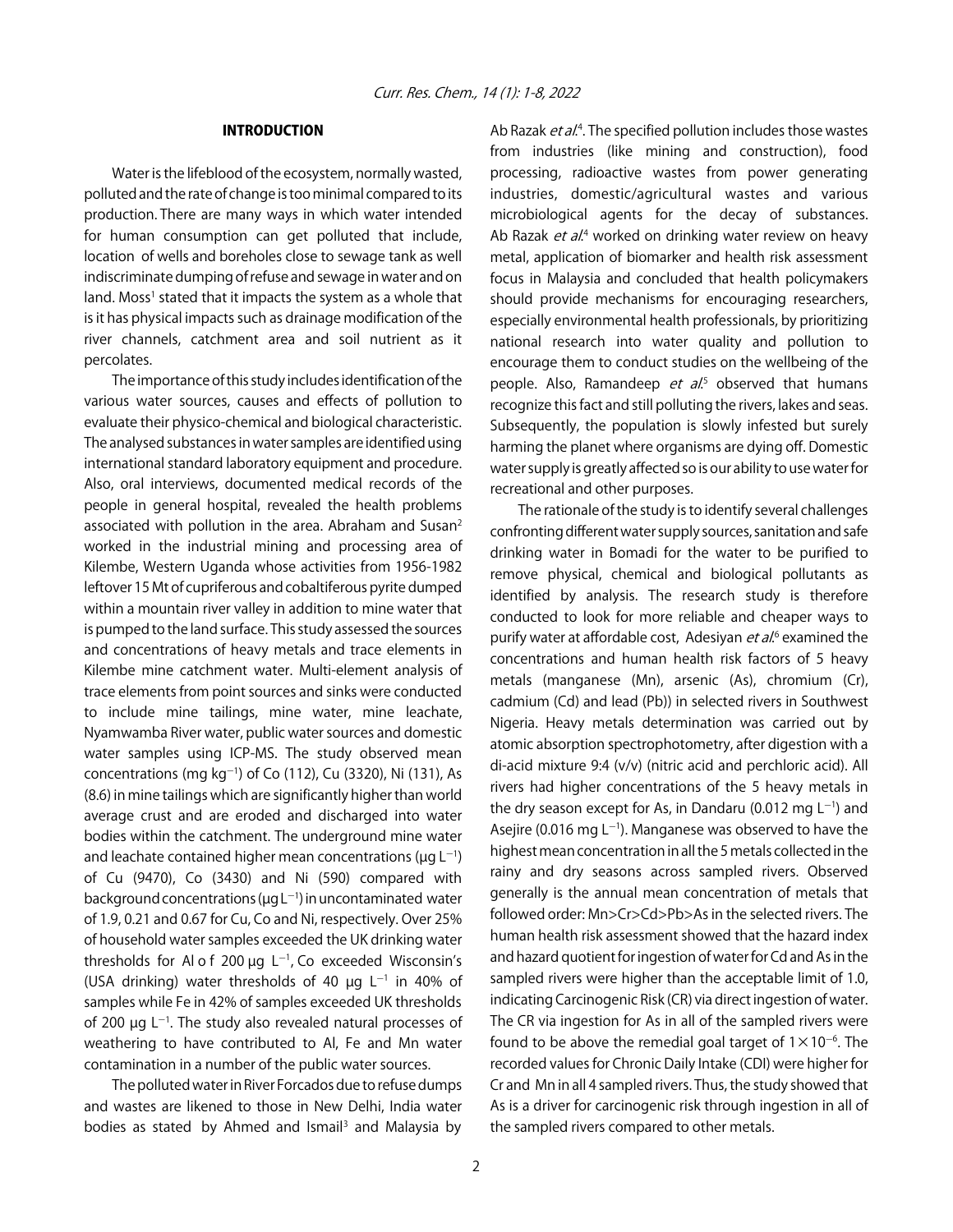## INTRODUCTION

Water is the lifeblood of the ecosystem, normally wasted, polluted and the rate of change is too minimal compared to its production. There are many ways in which water intended for human consumption can get polluted that include, location of wells and boreholes close to sewage tank as well indiscriminate dumping of refuse and sewage in water and on land. Moss[1] stated that it impacts the system as a whole that is it has physical impacts such as drainage modification of the river channels, catchment area and soil nutrient as it percolates.

The importance of this study includes identification of the various water sources, causes and effects of pollution to evaluate their physico-chemical and biological characteristic. The analysed substances in water samples are identified using international standard laboratory equipment and procedure. Also, oral interviews, documented medical records of the people in general hospital, revealed the health problems associated with pollution in the area. Abraham and Susan[2] worked in the industrial mining and processing area of Kilembe, Western Uganda whose activities from 1956-1982 leftover 15 Mt of cupriferous and cobaltiferous pyrite dumped within a mountain river valley in addition to mine water that is pumped to the land surface. This study assessed the sources and concentrations of heavy metals and trace elements in Kilembe mine catchment water. Multi-element analysis of trace elements from point sources and sinks were conducted to include mine tailings, mine water, mine leachate, Nyamwamba River water, public water sources and domestic water samples using ICP-MS. The study observed mean concentrations (mg $kg^{-1}$) of Co (112), Cu (3320), Ni (131), As (8.6) in mine tailings which are significantly higher than world average crust and are eroded and discharged into water bodies within the catchment. The underground mine water and leachate contained higher mean concentrations (µg $L^{-1}$) of Cu (9470), Co (3430) and Ni (590) compared with background concentrations (µg $L^{-1}$) in uncontaminated water of 1.9, 0.21 and 0.67 for Cu, Co and Ni, respectively. Over 25% of household water samples exceeded the UK drinking water thresholds for Al o f 200 µg $L^{-1}$, Co exceeded Wisconsin's (USA drinking) water thresholds of 40 µg $L^{-1}$ in 40% of samples while Fe in 42% of samples exceeded UK thresholds of 200 µg $L^{-1}$. The study also revealed natural processes of weathering to have contributed to Al, Fe and Mn water contamination in a number of the public water sources.

The polluted water in River Forcados due to refuse dumps and wastes are likened to those in New Delhi, India water bodies as stated by Ahmed and Ismail[3] and Malaysia by Ab Razak *et al*.[4]. The specified pollution includes those wastes from industries (like mining and construction), food processing, radioactive wastes from power generating industries, domestic/agricultural wastes and various microbiological agents for the decay of substances. Ab Razak *et al*.[4] worked on drinking water review on heavy metal, application of biomarker and health risk assessment focus in Malaysia and concluded that health policymakers should provide mechanisms for encouraging researchers, especially environmental health professionals, by prioritizing national research into water quality and pollution to encourage them to conduct studies on the wellbeing of the people. Also, Ramandeep *et al*.[5] observed that humans recognize this fact and still polluting the rivers, lakes and seas. Subsequently, the population is slowly infested but surely harming the planet where organisms are dying off. Domestic water supply is greatly affected so is our ability to use water for recreational and other purposes.

The rationale of the study is to identify several challenges confronting different water supply sources, sanitation and safe drinking water in Bomadi for the water to be purified to remove physical, chemical and biological pollutants as identified by analysis. The research study is therefore conducted to look for more reliable and cheaper ways to purify water at affordable cost, Adesiyan *et al*.[6] examined the concentrations and human health risk factors of 5 heavy metals (manganese (Mn), arsenic (As), chromium (Cr), cadmium (Cd) and lead (Pb)) in selected rivers in Southwest Nigeria. Heavy metals determination was carried out by atomic absorption spectrophotometry, after digestion with a di-acid mixture 9:4 (v/v) (nitric acid and perchloric acid). All rivers had higher concentrations of the 5 heavy metals in the dry season except for As, in Dandaru (0.012 mg $L^{-1}$) and Asejire (0.016 mg $L^{-1}$). Manganese was observed to have the highest mean concentration in all the 5 metals collected in the rainy and dry seasons across sampled rivers. Observed generally is the annual mean concentration of metals that followed order: Mn>Cr>Cd>Pb>As in the selected rivers. The human health risk assessment showed that the hazard index and hazard quotient for ingestion of water for Cd and As in the sampled rivers were higher than the acceptable limit of 1.0, indicating Carcinogenic Risk (CR) via direct ingestion of water. The CR via ingestion for As in all of the sampled rivers were found to be above the remedial goal target of $1\times10^{-6}$. The recorded values for Chronic Daily Intake (CDI) were higher for Cr and Mn in all 4 sampled rivers. Thus, the study showed that As is a driver for carcinogenic risk through ingestion in all of the sampled rivers compared to other metals.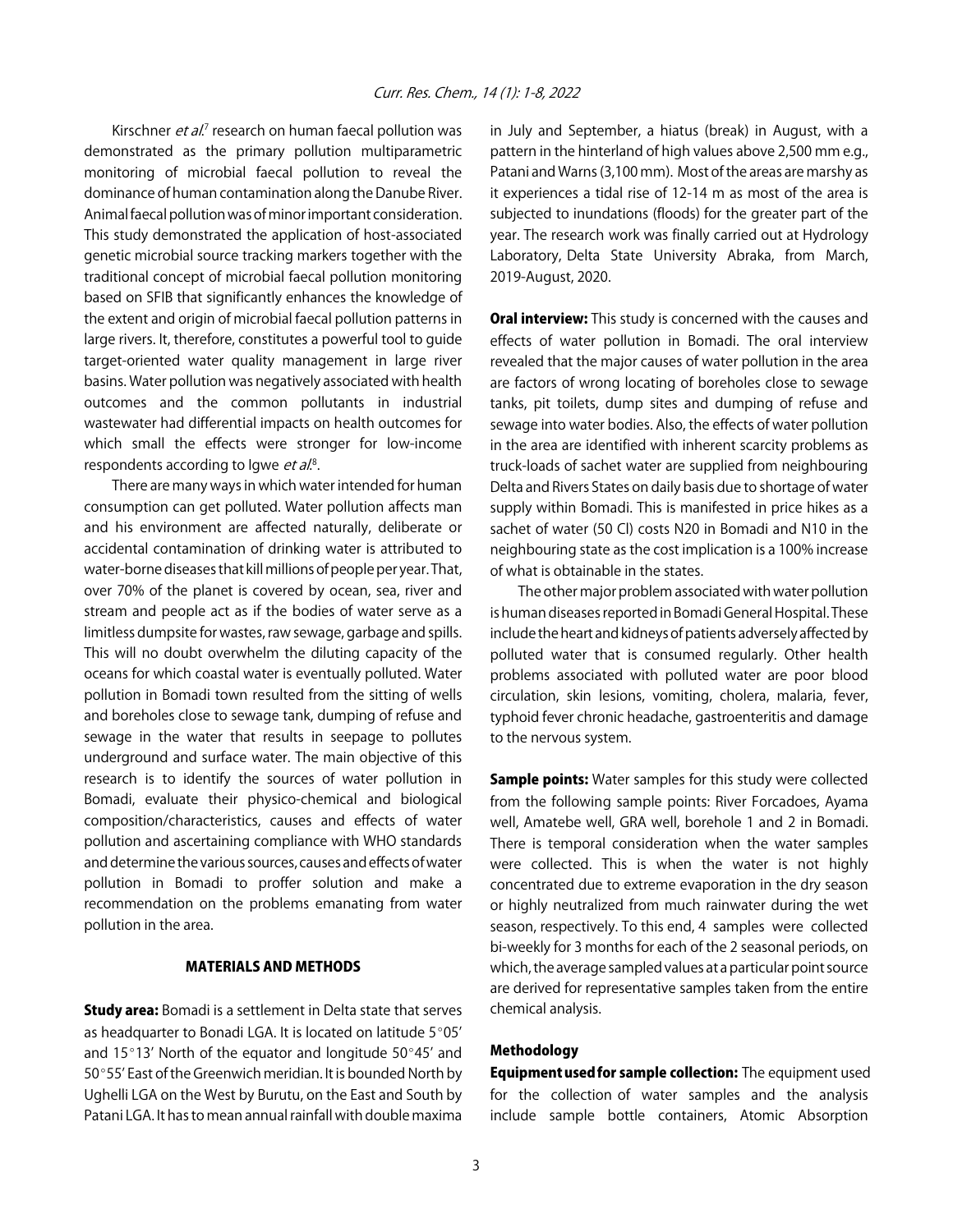Kirschner *et al.*[7] research on human faecal pollution was demonstrated as the primary pollution multiparametric monitoring of microbial faecal pollution to reveal the dominance of human contamination along the Danube River. Animal faecal pollution was of minor important consideration. This study demonstrated the application of host-associated genetic microbial source tracking markers together with the traditional concept of microbial faecal pollution monitoring based on SFIB that significantly enhances the knowledge of the extent and origin of microbial faecal pollution patterns in large rivers. It, therefore, constitutes a powerful tool to guide target-oriented water quality management in large river basins. Water pollution was negatively associated with health outcomes and the common pollutants in industrial wastewater had differential impacts on health outcomes for which small the effects were stronger for low-income respondents according to Igwe *et al.*[8].

There are many ways in which water intended for human consumption can get polluted. Water pollution affects man and his environment are affected naturally, deliberate or accidental contamination of drinking water is attributed to water-borne diseases that kill millions of people per year. That, over 70% of the planet is covered by ocean, sea, river and stream and people act as if the bodies of water serve as a limitless dumpsite for wastes, raw sewage, garbage and spills. This will no doubt overwhelm the diluting capacity of the oceans for which coastal water is eventually polluted. Water pollution in Bomadi town resulted from the sitting of wells and boreholes close to sewage tank, dumping of refuse and sewage in the water that results in seepage to pollutes underground and surface water. The main objective of this research is to identify the sources of water pollution in Bomadi, evaluate their physico-chemical and biological composition/characteristics, causes and effects of water pollution and ascertaining compliance with WHO standards and determine the various sources, causes and effects of water pollution in Bomadi to proffer solution and make a recommendation on the problems emanating from water pollution in the area.

## MATERIALS AND METHODS

**Study area:** Bomadi is a settlement in Delta state that serves as headquarter to Bonadi LGA. It is located on latitude 5°05' and 15°13' North of the equator and longitude 50°45' and 50°55' East of the Greenwich meridian. It is bounded North by Ughelli LGA on the West by Burutu, on the East and South by Patani LGA. It has to mean annual rainfall with double maxima in July and September, a hiatus (break) in August, with a pattern in the hinterland of high values above 2,500 mm e.g., Patani and Warns (3,100 mm). Most of the areas are marshy as it experiences a tidal rise of 12-14 m as most of the area is subjected to inundations (floods) for the greater part of the year. The research work was finally carried out at Hydrology Laboratory, Delta State University Abraka, from March, 2019-August, 2020.

**Oral interview:** This study is concerned with the causes and effects of water pollution in Bomadi. The oral interview revealed that the major causes of water pollution in the area are factors of wrong locating of boreholes close to sewage tanks, pit toilets, dump sites and dumping of refuse and sewage into water bodies. Also, the effects of water pollution in the area are identified with inherent scarcity problems as truck-loads of sachet water are supplied from neighbouring Delta and Rivers States on daily basis due to shortage of water supply within Bomadi. This is manifested in price hikes as a sachet of water (50 Cl) costs N20 in Bomadi and N10 in the neighbouring state as the cost implication is a 100% increase of what is obtainable in the states.

The other major problem associated with water pollution is human diseases reported in Bomadi General Hospital. These include the heart and kidneys of patients adversely affected by polluted water that is consumed regularly. Other health problems associated with polluted water are poor blood circulation, skin lesions, vomiting, cholera, malaria, fever, typhoid fever chronic headache, gastroenteritis and damage to the nervous system.

**Sample points:** Water samples for this study were collected from the following sample points: River Forcadoes, Ayama well, Amatebe well, GRA well, borehole 1 and 2 in Bomadi. There is temporal consideration when the water samples were collected. This is when the water is not highly concentrated due to extreme evaporation in the dry season or highly neutralized from much rainwater during the wet season, respectively. To this end, 4 samples were collected bi-weekly for 3 months for each of the 2 seasonal periods, on which, the average sampled values at a particular point source are derived for representative samples taken from the entire chemical analysis.

### Methodology

**Equipment used for sample collection:** The equipment used for the collection of water samples and the analysis include sample bottle containers, Atomic Absorption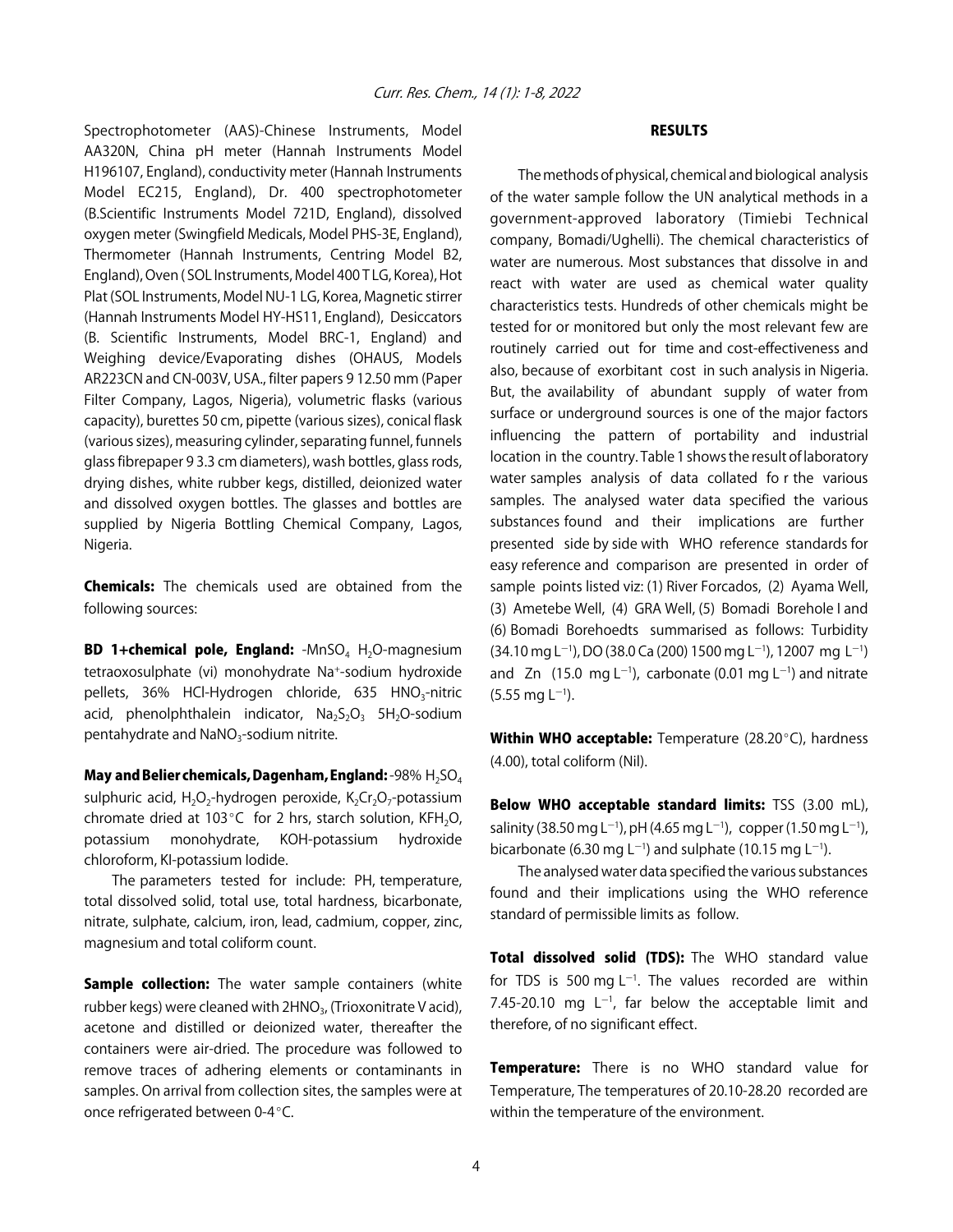Spectrophotometer (AAS)-Chinese Instruments, Model AA320N, China pH meter (Hannah Instruments Model H196107, England), conductivity meter (Hannah Instruments Model EC215, England), Dr. 400 spectrophotometer (B.Scientific Instruments Model 721D, England), dissolved oxygen meter (Swingfield Medicals, Model PHS-3E, England), Thermometer (Hannah Instruments, Centring Model B2, England), Oven ( SOL Instruments, Model 400 T LG, Korea), Hot Plat (SOL Instruments, Model NU-1 LG, Korea, Magnetic stirrer (Hannah Instruments Model HY-HS11, England), Desiccators (B. Scientific Instruments, Model BRC-1, England) and Weighing device/Evaporating dishes (OHAUS, Models AR223CN and CN-003V, USA., filter papers 9 12.50 mm (Paper Filter Company, Lagos, Nigeria), volumetric flasks (various capacity), burettes 50 cm, pipette (various sizes), conical flask (various sizes), measuring cylinder, separating funnel, funnels glass fibrepaper 9 3.3 cm diameters), wash bottles, glass rods, drying dishes, white rubber kegs, distilled, deionized water and dissolved oxygen bottles. The glasses and bottles are supplied by Nigeria Bottling Chemical Company, Lagos, Nigeria.

**Chemicals:** The chemicals used are obtained from the following sources:

**BD 1+chemical pole, England:** -$MnSO_4$ $H_2O$-magnesium tetraoxosulphate (vi) monohydrate $Na^+$-sodium hydroxide pellets, 36% HCl-Hydrogen chloride, 635 $HNO_3$-nitric acid, phenolphthalein indicator, $Na_2S_2O_3$ $5H_2O$-sodium pentahydrate and $NaNO_3$-sodium nitrite.

**May and Belier chemicals, Dagenham, England:** -98% $H_2SO_4$ sulphuric acid, $H_2O_2$-hydrogen peroxide, $K_2Cr_2O_7$-potassium chromate dried at 103°C for 2 hrs, starch solution, $KFH_2O$, potassium monohydrate, KOH-potassium hydroxide chloroform, KI-potassium Iodide.

The parameters tested for include: PH, temperature, total dissolved solid, total use, total hardness, bicarbonate, nitrate, sulphate, calcium, iron, lead, cadmium, copper, zinc, magnesium and total coliform count.

**Sample collection:** The water sample containers (white rubber kegs) were cleaned with $2HNO_3$, (Trioxonitrate V acid), acetone and distilled or deionized water, thereafter the containers were air-dried. The procedure was followed to remove traces of adhering elements or contaminants in samples. On arrival from collection sites, the samples were at once refrigerated between 0-4°C.

## RESULTS

The methods of physical, chemical and biological analysis of the water sample follow the UN analytical methods in a government-approved laboratory (Timiebi Technical company, Bomadi/Ughelli). The chemical characteristics of water are numerous. Most substances that dissolve in and react with water are used as chemical water quality characteristics tests. Hundreds of other chemicals might be tested for or monitored but only the most relevant few are routinely carried out for time and cost-effectiveness and also, because of exorbitant cost in such analysis in Nigeria. But, the availability of abundant supply of water from surface or underground sources is one of the major factors influencing the pattern of portability and industrial location in the country. Table 1 shows the result of laboratory water samples analysis of data collated fo r the various samples. The analysed water data specified the various substances found and their implications are further presented side by side with WHO reference standards for easy reference and comparison are presented in order of sample points listed viz: (1) River Forcados, (2) Ayama Well, (3) Ametebe Well, (4) GRA Well, (5) Bomadi Borehole I and (6) Bomadi Borehoedts summarised as follows: Turbidity (34.10 mg $L^{-1}$), DO (38.0 Ca (200) 1500 mg $L^{-1}$), 12007 mg $L^{-1}$) and Zn (15.0 mg $L^{-1}$), carbonate (0.01 mg $L^{-1}$) and nitrate (5.55 mg $L^{-1}$).

**Within WHO acceptable:** Temperature (28.20°C), hardness (4.00), total coliform (Nil).

**Below WHO acceptable standard limits:** TSS (3.00 mL), salinity (38.50 mg $L^{-1}$), pH (4.65 mg $L^{-1}$), copper (1.50 mg $L^{-1}$), bicarbonate (6.30 mg $L^{-1}$) and sulphate (10.15 mg $L^{-1}$).

The analysed water data specified the various substances found and their implications using the WHO reference standard of permissible limits as follow.

**Total dissolved solid (TDS):** The WHO standard value for TDS is 500 mg $L^{-1}$. The values recorded are within 7.45-20.10 mg $L^{-1}$, far below the acceptable limit and therefore, of no significant effect.

**Temperature:** There is no WHO standard value for Temperature, The temperatures of 20.10-28.20 recorded are within the temperature of the environment.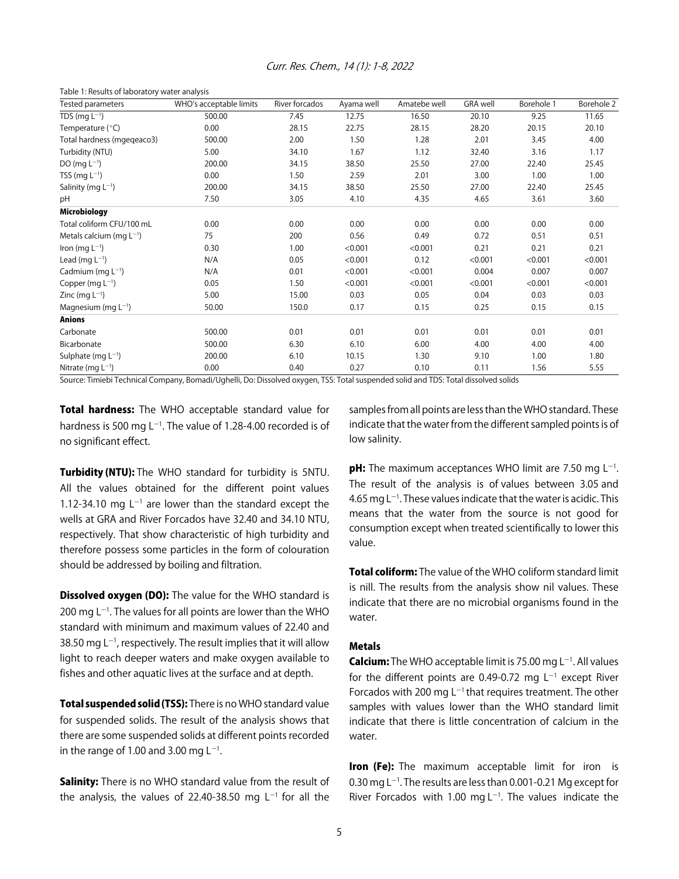Table 1: Results of laboratory water analysis

| Tested parameters | WHO's acceptable limits | River forcados | Ayama well | Amatebe well | GRA well | Borehole 1 | Borehole 2 |
|---|---|---|---|---|---|---|---|
| TDS (mg $L^{-1}$) | 500.00 | 7.45 | 12.75 | 16.50 | 20.10 | 9.25 | 11.65 |
| Temperature (°C) | 0.00 | 28.15 | 22.75 | 28.15 | 28.20 | 20.15 | 20.10 |
| Total hardness (mgeqeaco3) | 500.00 | 2.00 | 1.50 | 1.28 | 2.01 | 3.45 | 4.00 |
| Turbidity (NTU) | 5.00 | 34.10 | 1.67 | 1.12 | 32.40 | 3.16 | 1.17 |
| DO (mg $L^{-1}$) | 200.00 | 34.15 | 38.50 | 25.50 | 27.00 | 22.40 | 25.45 |
| TSS (mg $L^{-1}$) | 0.00 | 1.50 | 2.59 | 2.01 | 3.00 | 1.00 | 1.00 |
| Salinity (mg $L^{-1}$) | 200.00 | 34.15 | 38.50 | 25.50 | 27.00 | 22.40 | 25.45 |
| pH | 7.50 | 3.05 | 4.10 | 4.35 | 4.65 | 3.61 | 3.60 |
| **Microbiology** | | | | | | | |
| Total coliform CFU/100 mL | 0.00 | 0.00 | 0.00 | 0.00 | 0.00 | 0.00 | 0.00 |
| Metals calcium (mg $L^{-1}$) | 75 | 200 | 0.56 | 0.49 | 0.72 | 0.51 | 0.51 |
| Iron (mg $L^{-1}$) | 0.30 | 1.00 | <0.001 | <0.001 | 0.21 | 0.21 | 0.21 |
| Lead (mg $L^{-1}$) | N/A | 0.05 | <0.001 | 0.12 | <0.001 | <0.001 | <0.001 |
| Cadmium (mg $L^{-1}$) | N/A | 0.01 | <0.001 | <0.001 | 0.004 | 0.007 | 0.007 |
| Copper (mg $L^{-1}$) | 0.05 | 1.50 | <0.001 | <0.001 | <0.001 | <0.001 | <0.001 |
| Zinc (mg $L^{-1}$) | 5.00 | 15.00 | 0.03 | 0.05 | 0.04 | 0.03 | 0.03 |
| Magnesium (mg $L^{-1}$) | 50.00 | 150.0 | 0.17 | 0.15 | 0.25 | 0.15 | 0.15 |
| **Anions** | | | | | | | |
| Carbonate | 500.00 | 0.01 | 0.01 | 0.01 | 0.01 | 0.01 | 0.01 |
| Bicarbonate | 500.00 | 6.30 | 6.10 | 6.00 | 4.00 | 4.00 | 4.00 |
| Sulphate (mg $L^{-1}$) | 200.00 | 6.10 | 10.15 | 1.30 | 9.10 | 1.00 | 1.80 |
| Nitrate (mg $L^{-1}$) | 0.00 | 0.40 | 0.27 | 0.10 | 0.11 | 1.56 | 5.55 |

Source: Timiebi Technical Company, Bomadi/Ughelli, Do: Dissolved oxygen, TSS: Total suspended solid and TDS: Total dissolved solids

**Total hardness:** The WHO acceptable standard value for hardness is 500 mg $L^{-1}$. The value of 1.28-4.00 recorded is of no significant effect.

**Turbidity (NTU):** The WHO standard for turbidity is 5NTU. All the values obtained for the different point values 1.12-34.10 mg $L^{-1}$ are lower than the standard except the wells at GRA and River Forcados have 32.40 and 34.10 NTU, respectively. That show characteristic of high turbidity and therefore possess some particles in the form of colouration should be addressed by boiling and filtration.

**Dissolved oxygen (DO):** The value for the WHO standard is 200 mg $L^{-1}$. The values for all points are lower than the WHO standard with minimum and maximum values of 22.40 and 38.50 mg $L^{-1}$, respectively. The result implies that it will allow light to reach deeper waters and make oxygen available to fishes and other aquatic lives at the surface and at depth.

**Total suspended solid (TSS):** There is no WHO standard value for suspended solids. The result of the analysis shows that there are some suspended solids at different points recorded in the range of 1.00 and 3.00 mg $L^{-1}$.

**Salinity:** There is no WHO standard value from the result of the analysis, the values of 22.40-38.50 mg $L^{-1}$ for all the samples from all points are less than the WHO standard. These indicate that the water from the different sampled points is of low salinity.

**pH:** The maximum acceptances WHO limit are 7.50 mg $L^{-1}$. The result of the analysis is of values between 3.05 and 4.65 mg $L^{-1}$. These values indicate that the water is acidic. This means that the water from the source is not good for consumption except when treated scientifically to lower this value.

**Total coliform:** The value of the WHO coliform standard limit is nill. The results from the analysis show nil values. These indicate that there are no microbial organisms found in the water.

### Metals

**Calcium:** The WHO acceptable limit is 75.00 mg $L^{-1}$. All values for the different points are 0.49-0.72 mg $L^{-1}$ except River Forcados with 200 mg $L^{-1}$ that requires treatment. The other samples with values lower than the WHO standard limit indicate that there is little concentration of calcium in the water.

**Iron (Fe):** The maximum acceptable limit for iron is 0.30 mg $L^{-1}$. The results are less than 0.001-0.21 Mg except for River Forcados with 1.00 mg $L^{-1}$. The values indicate the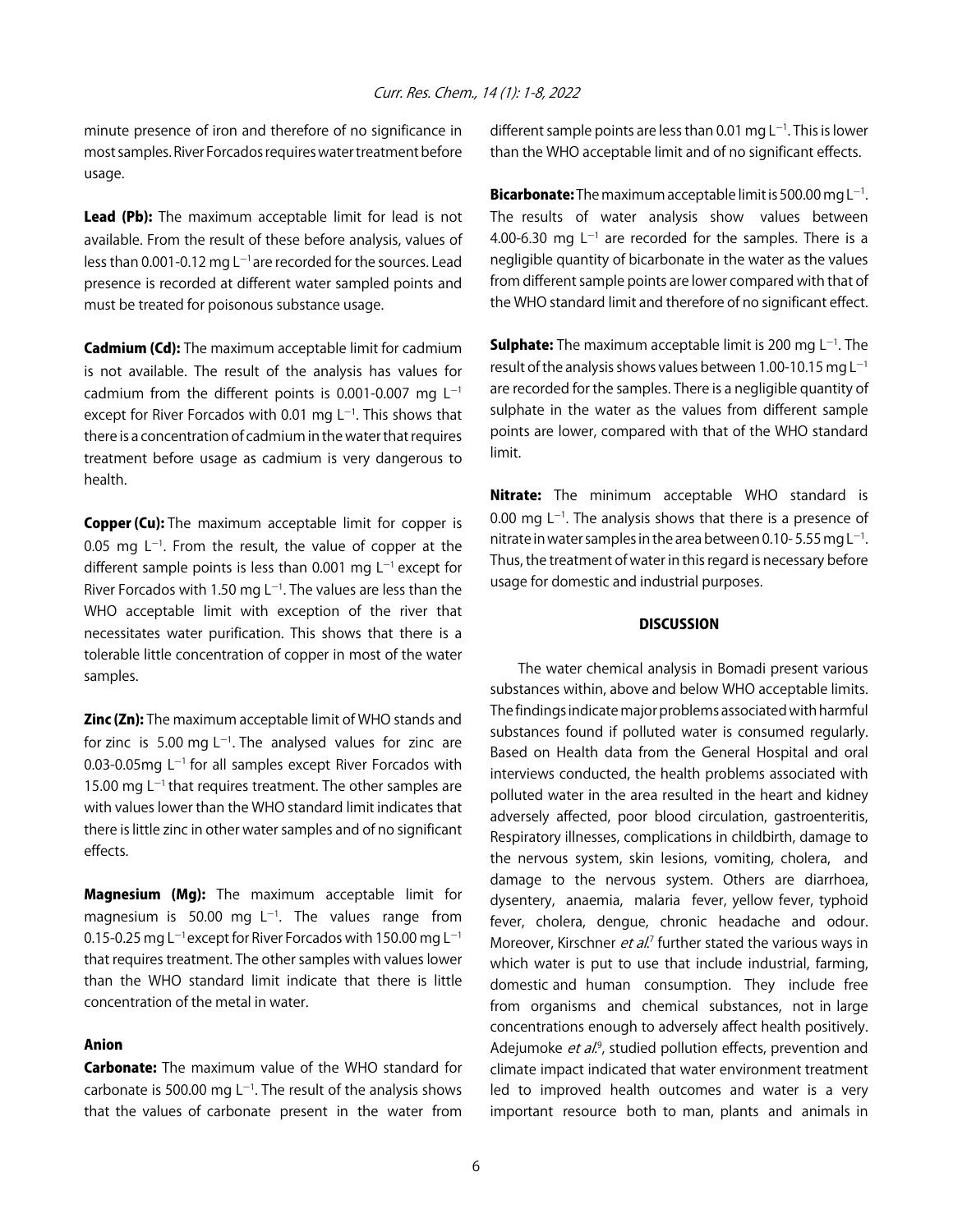minute presence of iron and therefore of no significance in most samples. River Forcados requires water treatment before usage.

**Lead (Pb):** The maximum acceptable limit for lead is not available. From the result of these before analysis, values of less than 0.001-0.12 mg $L^{-1}$ are recorded for the sources. Lead presence is recorded at different water sampled points and must be treated for poisonous substance usage.

**Cadmium (Cd):** The maximum acceptable limit for cadmium is not available. The result of the analysis has values for cadmium from the different points is 0.001-0.007 mg $L^{-1}$ except for River Forcados with 0.01 mg $L^{-1}$. This shows that there is a concentration of cadmium in the water that requires treatment before usage as cadmium is very dangerous to health.

**Copper (Cu):** The maximum acceptable limit for copper is 0.05 mg $L^{-1}$. From the result, the value of copper at the different sample points is less than 0.001 mg $L^{-1}$ except for River Forcados with 1.50 mg $L^{-1}$. The values are less than the WHO acceptable limit with exception of the river that necessitates water purification. This shows that there is a tolerable little concentration of copper in most of the water samples.

**Zinc (Zn):** The maximum acceptable limit of WHO stands and for zinc is 5.00 mg $L^{-1}$. The analysed values for zinc are 0.03-0.05mg $L^{-1}$ for all samples except River Forcados with 15.00 mg $L^{-1}$ that requires treatment. The other samples are with values lower than the WHO standard limit indicates that there is little zinc in other water samples and of no significant effects.

**Magnesium (Mg):** The maximum acceptable limit for magnesium is 50.00 mg $L^{-1}$. The values range from 0.15-0.25 mg $L^{-1}$ except for River Forcados with 150.00 mg $L^{-1}$ that requires treatment. The other samples with values lower than the WHO standard limit indicate that there is little concentration of the metal in water.

### Anion

**Carbonate:** The maximum value of the WHO standard for carbonate is 500.00 mg $L^{-1}$. The result of the analysis shows that the values of carbonate present in the water from different sample points are less than 0.01 mg $L^{-1}$. This is lower than the WHO acceptable limit and of no significant effects.

**Bicarbonate:** The maximum acceptable limit is 500.00 mg $L^{-1}$. The results of water analysis show values between 4.00-6.30 mg $L^{-1}$ are recorded for the samples. There is a negligible quantity of bicarbonate in the water as the values from different sample points are lower compared with that of the WHO standard limit and therefore of no significant effect.

**Sulphate:** The maximum acceptable limit is 200 mg $L^{-1}$. The result of the analysis shows values between 1.00-10.15 mg $L^{-1}$ are recorded for the samples. There is a negligible quantity of sulphate in the water as the values from different sample points are lower, compared with that of the WHO standard limit.

**Nitrate:** The minimum acceptable WHO standard is 0.00 mg $L^{-1}$. The analysis shows that there is a presence of nitrate in water samples in the area between 0.10- 5.55 mg $L^{-1}$. Thus, the treatment of water in this regard is necessary before usage for domestic and industrial purposes.

## DISCUSSION

The water chemical analysis in Bomadi present various substances within, above and below WHO acceptable limits. The findings indicate major problems associated with harmful substances found if polluted water is consumed regularly. Based on Health data from the General Hospital and oral interviews conducted, the health problems associated with polluted water in the area resulted in the heart and kidney adversely affected, poor blood circulation, gastroenteritis, Respiratory illnesses, complications in childbirth, damage to the nervous system, skin lesions, vomiting, cholera, and damage to the nervous system. Others are diarrhoea, dysentery, anaemia, malaria fever, yellow fever, typhoid fever, cholera, dengue, chronic headache and odour. Moreover, Kirschner *et al.*[7] further stated the various ways in which water is put to use that include industrial, farming, domestic and human consumption. They include free from organisms and chemical substances, not in large concentrations enough to adversely affect health positively. Adejumoke *et al.*[9], studied pollution effects, prevention and climate impact indicated that water environment treatment led to improved health outcomes and water is a very important resource both to man, plants and animals in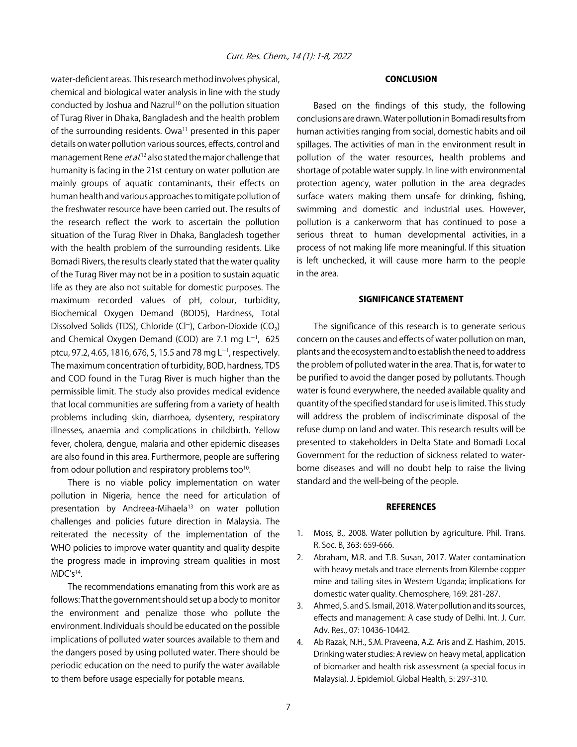water-deficient areas. This research method involves physical, chemical and biological water analysis in line with the study conducted by Joshua and Nazrul[10] on the pollution situation of Turag River in Dhaka, Bangladesh and the health problem of the surrounding residents. Owa[11] presented in this paper details on water pollution various sources, effects, control and management Rene *et al.*[12] also stated the major challenge that humanity is facing in the 21st century on water pollution are mainly groups of aquatic contaminants, their effects on human health and various approaches to mitigate pollution of the freshwater resource have been carried out. The results of the research reflect the work to ascertain the pollution situation of the Turag River in Dhaka, Bangladesh together with the health problem of the surrounding residents. Like Bomadi Rivers, the results clearly stated that the water quality of the Turag River may not be in a position to sustain aquatic life as they are also not suitable for domestic purposes. The maximum recorded values of pH, colour, turbidity, Biochemical Oxygen Demand (BOD5), Hardness, Total Dissolved Solids (TDS), Chloride ($Cl^-$), Carbon-Dioxide ($CO_2$) and Chemical Oxygen Demand (COD) are 7.1 mg $L^{-1}$, 625 ptcu, 97.2, 4.65, 1816, 676, 5, 15.5 and 78 mg $L^{-1}$, respectively. The maximum concentration of turbidity, BOD, hardness, TDS and COD found in the Turag River is much higher than the permissible limit. The study also provides medical evidence that local communities are suffering from a variety of health problems including skin, diarrhoea, dysentery, respiratory illnesses, anaemia and complications in childbirth. Yellow fever, cholera, dengue, malaria and other epidemic diseases are also found in this area. Furthermore, people are suffering from odour pollution and respiratory problems too[10].

There is no viable policy implementation on water pollution in Nigeria, hence the need for articulation of presentation by Andreea-Mihaela[13] on water pollution challenges and policies future direction in Malaysia. The reiterated the necessity of the implementation of the WHO policies to improve water quantity and quality despite the progress made in improving stream qualities in most MDC's[14].

The recommendations emanating from this work are as follows: That the government should set up a body to monitor the environment and penalize those who pollute the environment. Individuals should be educated on the possible implications of polluted water sources available to them and the dangers posed by using polluted water. There should be periodic education on the need to purify the water available to them before usage especially for potable means.

## CONCLUSION

Based on the findings of this study, the following conclusions are drawn. Water pollution in Bomadi results from human activities ranging from social, domestic habits and oil spillages. The activities of man in the environment result in pollution of the water resources, health problems and shortage of potable water supply. In line with environmental protection agency, water pollution in the area degrades surface waters making them unsafe for drinking, fishing, swimming and domestic and industrial uses. However, pollution is a cankerworm that has continued to pose a serious threat to human developmental activities, in a process of not making life more meaningful. If this situation is left unchecked, it will cause more harm to the people in the area.

## SIGNIFICANCE STATEMENT

The significance of this research is to generate serious concern on the causes and effects of water pollution on man, plants and the ecosystem and to establish the need to address the problem of polluted water in the area. That is, for water to be purified to avoid the danger posed by pollutants. Though water is found everywhere, the needed available quality and quantity of the specified standard for use is limited. This study will address the problem of indiscriminate disposal of the refuse dump on land and water. This research results will be presented to stakeholders in Delta State and Bomadi Local Government for the reduction of sickness related to water-borne diseases and will no doubt help to raise the living standard and the well-being of the people.

## REFERENCES

1. Moss, B., 2008. Water pollution by agriculture. Phil. Trans. R. Soc. B, 363: 659-666.
2. Abraham, M.R. and T.B. Susan, 2017. Water contamination with heavy metals and trace elements from Kilembe copper mine and tailing sites in Western Uganda; implications for domestic water quality. Chemosphere, 169: 281-287.
3. Ahmed, S. and S. Ismail, 2018. Water pollution and its sources, effects and management: A case study of Delhi. Int. J. Curr. Adv. Res., 07: 10436-10442.
4. Ab Razak, N.H., S.M. Praveena, A.Z. Aris and Z. Hashim, 2015. Drinking water studies: A review on heavy metal, application of biomarker and health risk assessment (a special focus in Malaysia). J. Epidemiol. Global Health, 5: 297-310.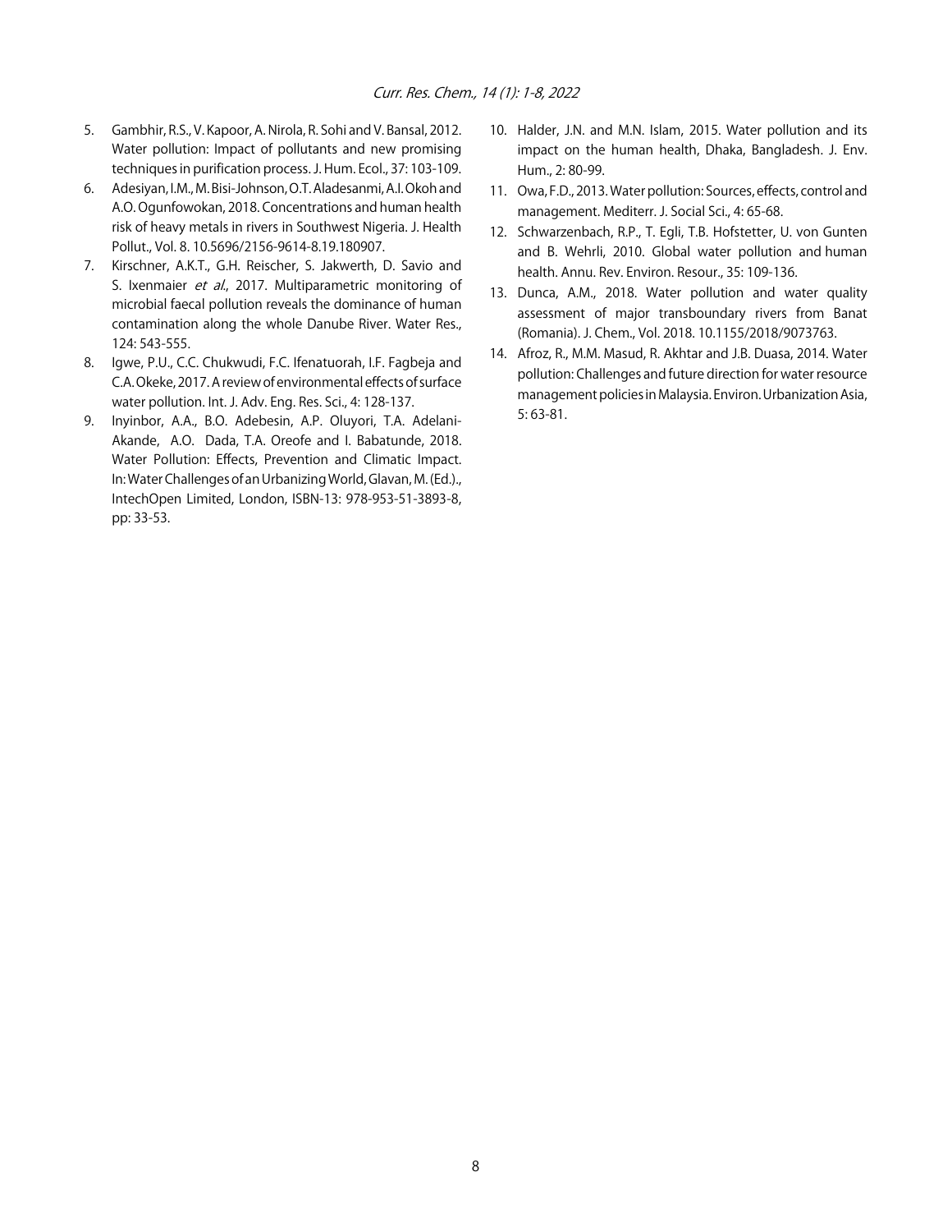5. Gambhir, R.S., V. Kapoor, A. Nirola, R. Sohi and V. Bansal, 2012. Water pollution: Impact of pollutants and new promising techniques in purification process. J. Hum. Ecol., 37: 103-109.
6. Adesiyan, I.M., M. Bisi-Johnson, O.T. Aladesanmi, A.I. Okoh and A.O. Ogunfowokan, 2018. Concentrations and human health risk of heavy metals in rivers in Southwest Nigeria. J. Health Pollut., Vol. 8. 10.5696/2156-9614-8.19.180907.
7. Kirschner, A.K.T., G.H. Reischer, S. Jakwerth, D. Savio and S. Ixenmaier *et al*., 2017. Multiparametric monitoring of microbial faecal pollution reveals the dominance of human contamination along the whole Danube River. Water Res., 124: 543-555.
8. Igwe, P.U., C.C. Chukwudi, F.C. Ifenatuorah, I.F. Fagbeja and C.A. Okeke, 2017. A review of environmental effects of surface water pollution. Int. J. Adv. Eng. Res. Sci., 4: 128-137.
9. Inyinbor, A.A., B.O. Adebesin, A.P. Oluyori, T.A. Adelani-Akande, A.O. Dada, T.A. Oreofe and I. Babatunde, 2018. Water Pollution: Effects, Prevention and Climatic Impact. In: Water Challenges of an Urbanizing World, Glavan, M. (Ed.)., IntechOpen Limited, London, ISBN-13: 978-953-51-3893-8, pp: 33-53.
10. Halder, J.N. and M.N. Islam, 2015. Water pollution and its impact on the human health, Dhaka, Bangladesh. J. Env. Hum., 2: 80-99.
11. Owa, F.D., 2013. Water pollution: Sources, effects, control and management. Mediterr. J. Social Sci., 4: 65-68.
12. Schwarzenbach, R.P., T. Egli, T.B. Hofstetter, U. von Gunten and B. Wehrli, 2010. Global water pollution and human health. Annu. Rev. Environ. Resour., 35: 109-136.
13. Dunca, A.M., 2018. Water pollution and water quality assessment of major transboundary rivers from Banat (Romania). J. Chem., Vol. 2018. 10.1155/2018/9073763.
14. Afroz, R., M.M. Masud, R. Akhtar and J.B. Duasa, 2014. Water pollution: Challenges and future direction for water resource management policies in Malaysia. Environ. Urbanization Asia, 5: 63-81.